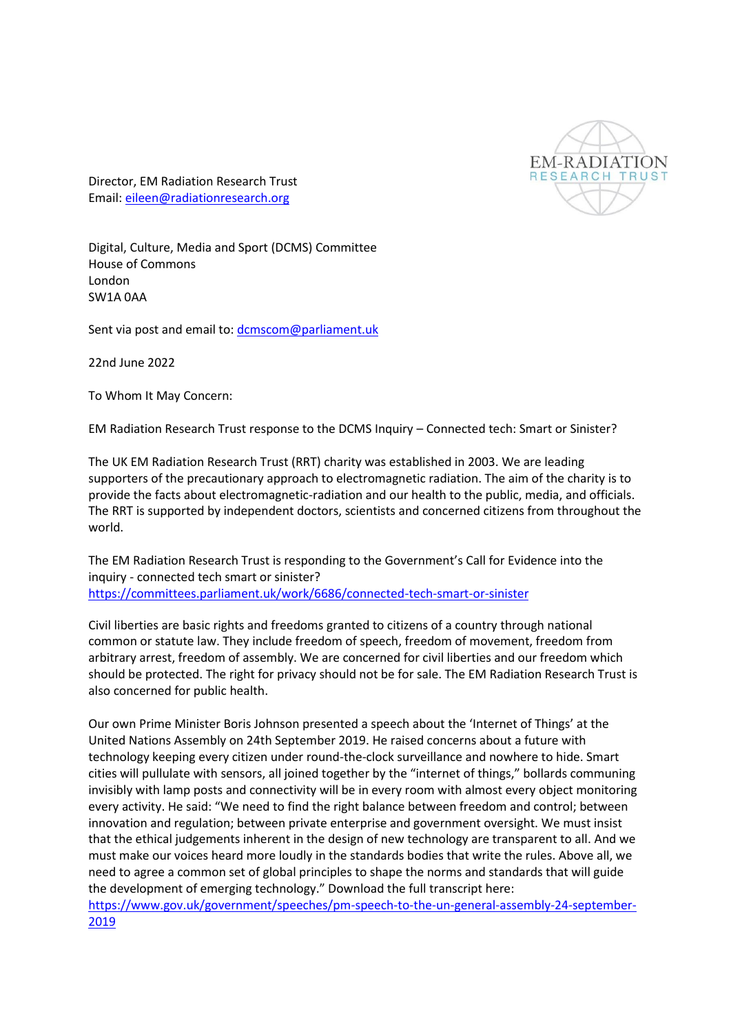EM-RADIATION RESEARCH TRUST

Director, EM Radiation Research Trust
Email: eileen@radiationresearch.org

Digital, Culture, Media and Sport (DCMS) Committee
House of Commons
London
SW1A 0AA

Sent via post and email to: dcmscom@parliament.uk

22nd June 2022

To Whom It May Concern:

EM Radiation Research Trust response to the DCMS Inquiry – Connected tech: Smart or Sinister?

The UK EM Radiation Research Trust (RRT) charity was established in 2003. We are leading supporters of the precautionary approach to electromagnetic radiation. The aim of the charity is to provide the facts about electromagnetic-radiation and our health to the public, media, and officials. The RRT is supported by independent doctors, scientists and concerned citizens from throughout the world.

The EM Radiation Research Trust is responding to the Government's Call for Evidence into the inquiry - connected tech smart or sinister?
https://committees.parliament.uk/work/6686/connected-tech-smart-or-sinister

Civil liberties are basic rights and freedoms granted to citizens of a country through national common or statute law. They include freedom of speech, freedom of movement, freedom from arbitrary arrest, freedom of assembly. We are concerned for civil liberties and our freedom which should be protected. The right for privacy should not be for sale. The EM Radiation Research Trust is also concerned for public health.

Our own Prime Minister Boris Johnson presented a speech about the 'Internet of Things' at the United Nations Assembly on 24th September 2019. He raised concerns about a future with technology keeping every citizen under round-the-clock surveillance and nowhere to hide. Smart cities will pullulate with sensors, all joined together by the "internet of things," bollards communing invisibly with lamp posts and connectivity will be in every room with almost every object monitoring every activity. He said: "We need to find the right balance between freedom and control; between innovation and regulation; between private enterprise and government oversight. We must insist that the ethical judgements inherent in the design of new technology are transparent to all. And we must make our voices heard more loudly in the standards bodies that write the rules. Above all, we need to agree a common set of global principles to shape the norms and standards that will guide the development of emerging technology." Download the full transcript here:
https://www.gov.uk/government/speeches/pm-speech-to-the-un-general-assembly-24-september-2019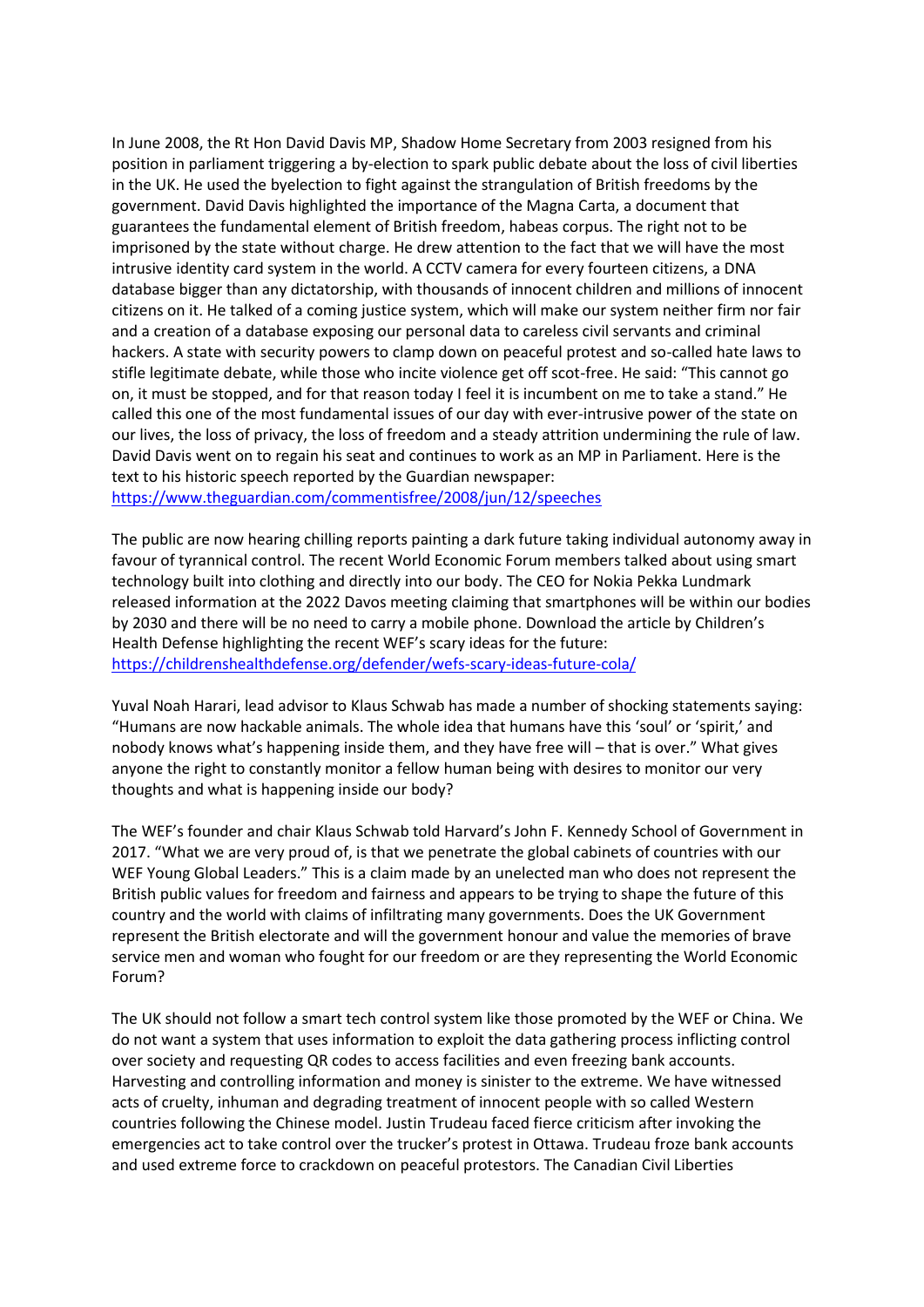In June 2008, the Rt Hon David Davis MP, Shadow Home Secretary from 2003 resigned from his position in parliament triggering a by-election to spark public debate about the loss of civil liberties in the UK. He used the byelection to fight against the strangulation of British freedoms by the government. David Davis highlighted the importance of the Magna Carta, a document that guarantees the fundamental element of British freedom, habeas corpus. The right not to be imprisoned by the state without charge. He drew attention to the fact that we will have the most intrusive identity card system in the world. A CCTV camera for every fourteen citizens, a DNA database bigger than any dictatorship, with thousands of innocent children and millions of innocent citizens on it. He talked of a coming justice system, which will make our system neither firm nor fair and a creation of a database exposing our personal data to careless civil servants and criminal hackers. A state with security powers to clamp down on peaceful protest and so-called hate laws to stifle legitimate debate, while those who incite violence get off scot-free. He said: "This cannot go on, it must be stopped, and for that reason today I feel it is incumbent on me to take a stand." He called this one of the most fundamental issues of our day with ever-intrusive power of the state on our lives, the loss of privacy, the loss of freedom and a steady attrition undermining the rule of law. David Davis went on to regain his seat and continues to work as an MP in Parliament. Here is the text to his historic speech reported by the Guardian newspaper: https://www.theguardian.com/commentisfree/2008/jun/12/speeches

The public are now hearing chilling reports painting a dark future taking individual autonomy away in favour of tyrannical control. The recent World Economic Forum members talked about using smart technology built into clothing and directly into our body. The CEO for Nokia Pekka Lundmark released information at the 2022 Davos meeting claiming that smartphones will be within our bodies by 2030 and there will be no need to carry a mobile phone. Download the article by Children's Health Defense highlighting the recent WEF's scary ideas for the future: https://childrenshealthdefense.org/defender/wefs-scary-ideas-future-cola/

Yuval Noah Harari, lead advisor to Klaus Schwab has made a number of shocking statements saying: "Humans are now hackable animals. The whole idea that humans have this 'soul' or 'spirit,' and nobody knows what's happening inside them, and they have free will – that is over." What gives anyone the right to constantly monitor a fellow human being with desires to monitor our very thoughts and what is happening inside our body?

The WEF's founder and chair Klaus Schwab told Harvard's John F. Kennedy School of Government in 2017. "What we are very proud of, is that we penetrate the global cabinets of countries with our WEF Young Global Leaders." This is a claim made by an unelected man who does not represent the British public values for freedom and fairness and appears to be trying to shape the future of this country and the world with claims of infiltrating many governments. Does the UK Government represent the British electorate and will the government honour and value the memories of brave service men and woman who fought for our freedom or are they representing the World Economic Forum?

The UK should not follow a smart tech control system like those promoted by the WEF or China. We do not want a system that uses information to exploit the data gathering process inflicting control over society and requesting QR codes to access facilities and even freezing bank accounts. Harvesting and controlling information and money is sinister to the extreme. We have witnessed acts of cruelty, inhuman and degrading treatment of innocent people with so called Western countries following the Chinese model. Justin Trudeau faced fierce criticism after invoking the emergencies act to take control over the trucker's protest in Ottawa. Trudeau froze bank accounts and used extreme force to crackdown on peaceful protestors. The Canadian Civil Liberties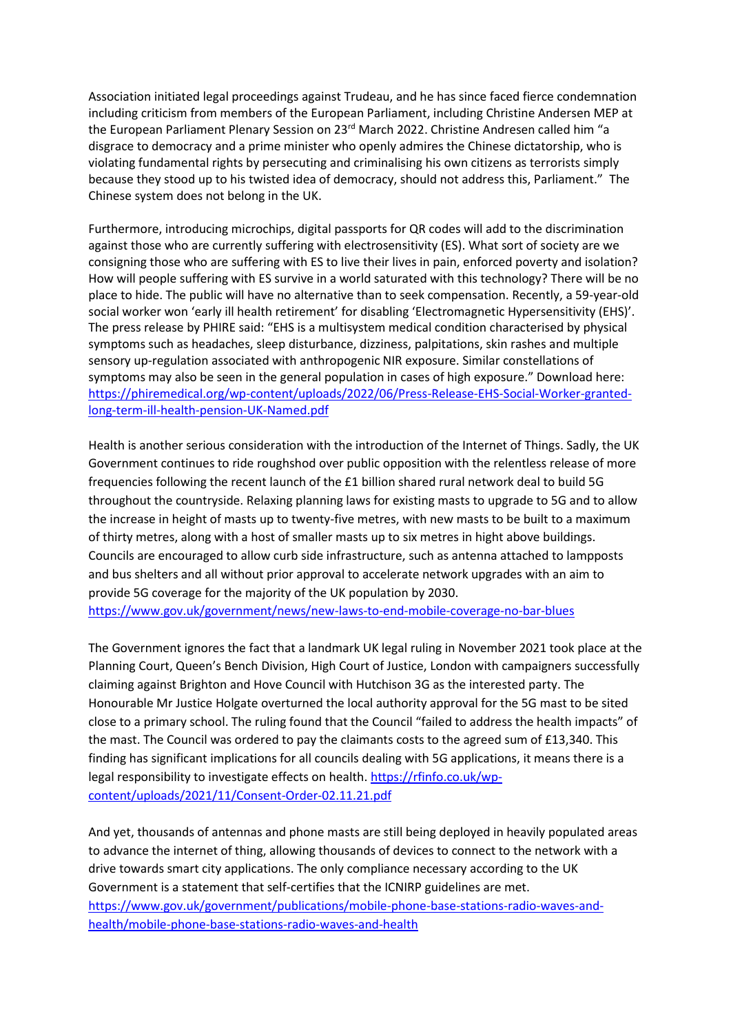Association initiated legal proceedings against Trudeau, and he has since faced fierce condemnation including criticism from members of the European Parliament, including Christine Andersen MEP at the European Parliament Plenary Session on 23rd March 2022. Christine Andresen called him "a disgrace to democracy and a prime minister who openly admires the Chinese dictatorship, who is violating fundamental rights by persecuting and criminalising his own citizens as terrorists simply because they stood up to his twisted idea of democracy, should not address this, Parliament." The Chinese system does not belong in the UK.

Furthermore, introducing microchips, digital passports for QR codes will add to the discrimination against those who are currently suffering with electrosensitivity (ES). What sort of society are we consigning those who are suffering with ES to live their lives in pain, enforced poverty and isolation? How will people suffering with ES survive in a world saturated with this technology? There will be no place to hide. The public will have no alternative than to seek compensation. Recently, a 59-year-old social worker won 'early ill health retirement' for disabling 'Electromagnetic Hypersensitivity (EHS)'. The press release by PHIRE said: "EHS is a multisystem medical condition characterised by physical symptoms such as headaches, sleep disturbance, dizziness, palpitations, skin rashes and multiple sensory up-regulation associated with anthropogenic NIR exposure. Similar constellations of symptoms may also be seen in the general population in cases of high exposure." Download here: [https://phiremedical.org/wp-content/uploads/2022/06/Press-Release-EHS-Social-Worker-granted-long-term-ill-health-pension-UK-Named.pdf](https://phiremedical.org/wp-content/uploads/2022/06/Press-Release-EHS-Social-Worker-granted-long-term-ill-health-pension-UK-Named.pdf)

Health is another serious consideration with the introduction of the Internet of Things. Sadly, the UK Government continues to ride roughshod over public opposition with the relentless release of more frequencies following the recent launch of the £1 billion shared rural network deal to build 5G throughout the countryside. Relaxing planning laws for existing masts to upgrade to 5G and to allow the increase in height of masts up to twenty-five metres, with new masts to be built to a maximum of thirty metres, along with a host of smaller masts up to six metres in hight above buildings. Councils are encouraged to allow curb side infrastructure, such as antenna attached to lampposts and bus shelters and all without prior approval to accelerate network upgrades with an aim to provide 5G coverage for the majority of the UK population by 2030.
[https://www.gov.uk/government/news/new-laws-to-end-mobile-coverage-no-bar-blues](https://www.gov.uk/government/news/new-laws-to-end-mobile-coverage-no-bar-blues)

The Government ignores the fact that a landmark UK legal ruling in November 2021 took place at the Planning Court, Queen's Bench Division, High Court of Justice, London with campaigners successfully claiming against Brighton and Hove Council with Hutchison 3G as the interested party. The Honourable Mr Justice Holgate overturned the local authority approval for the 5G mast to be sited close to a primary school. The ruling found that the Council "failed to address the health impacts" of the mast. The Council was ordered to pay the claimants costs to the agreed sum of £13,340. This finding has significant implications for all councils dealing with 5G applications, it means there is a legal responsibility to investigate effects on health. [https://rfinfo.co.uk/wp-content/uploads/2021/11/Consent-Order-02.11.21.pdf](https://rfinfo.co.uk/wp-content/uploads/2021/11/Consent-Order-02.11.21.pdf)

And yet, thousands of antennas and phone masts are still being deployed in heavily populated areas to advance the internet of thing, allowing thousands of devices to connect to the network with a drive towards smart city applications. The only compliance necessary according to the UK Government is a statement that self-certifies that the ICNIRP guidelines are met.
[https://www.gov.uk/government/publications/mobile-phone-base-stations-radio-waves-and-health/mobile-phone-base-stations-radio-waves-and-health](https://www.gov.uk/government/publications/mobile-phone-base-stations-radio-waves-and-health/mobile-phone-base-stations-radio-waves-and-health)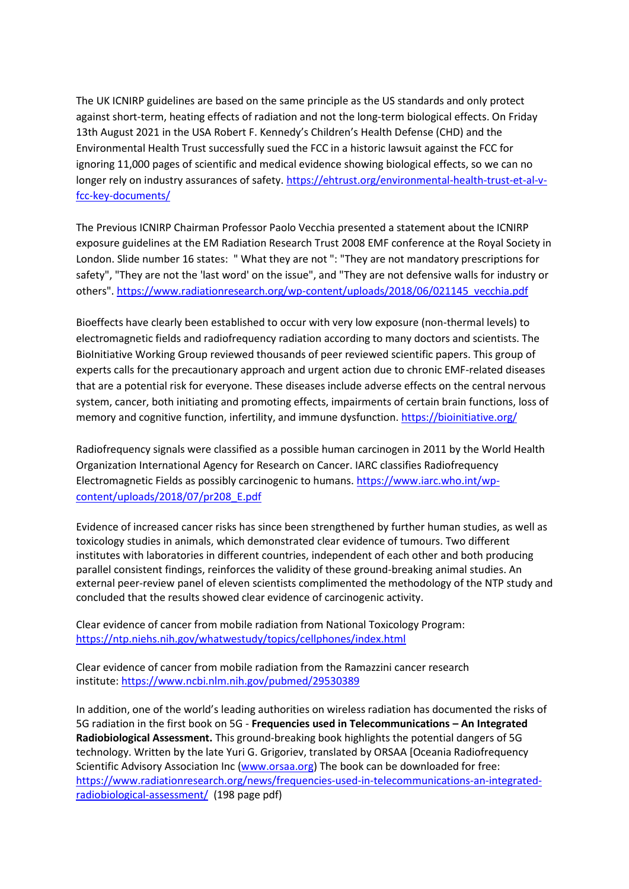The UK ICNIRP guidelines are based on the same principle as the US standards and only protect against short-term, heating effects of radiation and not the long-term biological effects. On Friday 13th August 2021 in the USA Robert F. Kennedy's Children's Health Defense (CHD) and the Environmental Health Trust successfully sued the FCC in a historic lawsuit against the FCC for ignoring 11,000 pages of scientific and medical evidence showing biological effects, so we can no longer rely on industry assurances of safety. [https://ehtrust.org/environmental-health-trust-et-al-v-fcc-key-documents/](https://ehtrust.org/environmental-health-trust-et-al-v-fcc-key-documents/)

The Previous ICNIRP Chairman Professor Paolo Vecchia presented a statement about the ICNIRP exposure guidelines at the EM Radiation Research Trust 2008 EMF conference at the Royal Society in London. Slide number 16 states: " What they are not ": "They are not mandatory prescriptions for safety", "They are not the 'last word' on the issue", and "They are not defensive walls for industry or others". [https://www.radiationresearch.org/wp-content/uploads/2018/06/021145_vecchia.pdf](https://www.radiationresearch.org/wp-content/uploads/2018/06/021145_vecchia.pdf)

Bioeffects have clearly been established to occur with very low exposure (non-thermal levels) to electromagnetic fields and radiofrequency radiation according to many doctors and scientists. The BioInitiative Working Group reviewed thousands of peer reviewed scientific papers. This group of experts calls for the precautionary approach and urgent action due to chronic EMF-related diseases that are a potential risk for everyone. These diseases include adverse effects on the central nervous system, cancer, both initiating and promoting effects, impairments of certain brain functions, loss of memory and cognitive function, infertility, and immune dysfunction. [https://bioinitiative.org/](https://bioinitiative.org/)

Radiofrequency signals were classified as a possible human carcinogen in 2011 by the World Health Organization International Agency for Research on Cancer. IARC classifies Radiofrequency Electromagnetic Fields as possibly carcinogenic to humans. [https://www.iarc.who.int/wp-content/uploads/2018/07/pr208_E.pdf](https://www.iarc.who.int/wp-content/uploads/2018/07/pr208_E.pdf)

Evidence of increased cancer risks has since been strengthened by further human studies, as well as toxicology studies in animals, which demonstrated clear evidence of tumours. Two different institutes with laboratories in different countries, independent of each other and both producing parallel consistent findings, reinforces the validity of these ground-breaking animal studies. An external peer-review panel of eleven scientists complimented the methodology of the NTP study and concluded that the results showed clear evidence of carcinogenic activity.

Clear evidence of cancer from mobile radiation from National Toxicology Program: [https://ntp.niehs.nih.gov/whatwestudy/topics/cellphones/index.html](https://ntp.niehs.nih.gov/whatwestudy/topics/cellphones/index.html)

Clear evidence of cancer from mobile radiation from the Ramazzini cancer research institute: [https://www.ncbi.nlm.nih.gov/pubmed/29530389](https://www.ncbi.nlm.nih.gov/pubmed/29530389)

In addition, one of the world's leading authorities on wireless radiation has documented the risks of 5G radiation in the first book on 5G - **Frequencies used in Telecommunications – An Integrated Radiobiological Assessment.** This ground-breaking book highlights the potential dangers of 5G technology. Written by the late Yuri G. Grigoriev, translated by ORSAA [Oceania Radiofrequency Scientific Advisory Association Inc ([www.orsaa.org](www.orsaa.org)) The book can be downloaded for free: [https://www.radiationresearch.org/news/frequencies-used-in-telecommunications-an-integrated-radiobiological-assessment/](https://www.radiationresearch.org/news/frequencies-used-in-telecommunications-an-integrated-radiobiological-assessment/) (198 page pdf)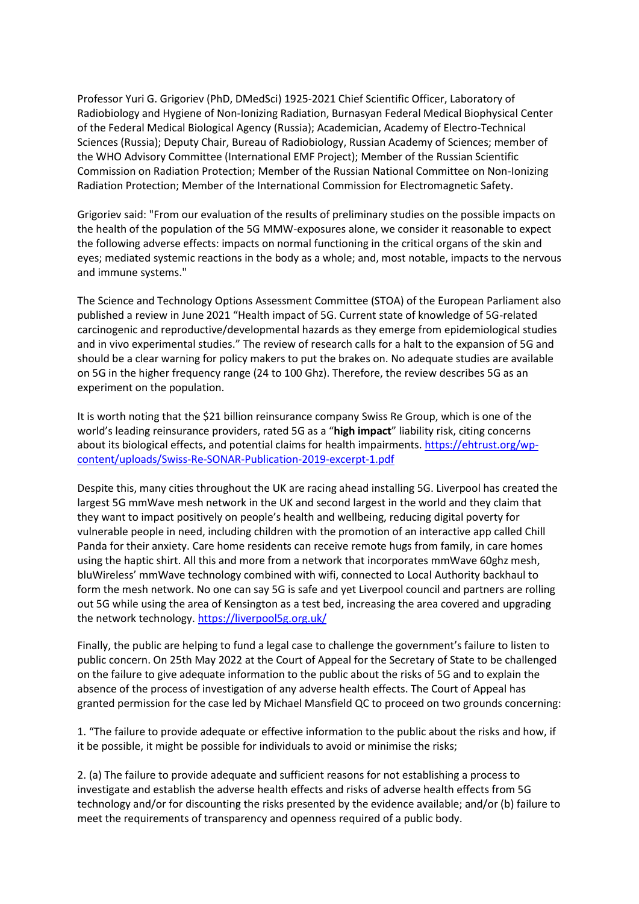Professor Yuri G. Grigoriev (PhD, DMedSci) 1925-2021 Chief Scientific Officer, Laboratory of Radiobiology and Hygiene of Non-Ionizing Radiation, Burnasyan Federal Medical Biophysical Center of the Federal Medical Biological Agency (Russia); Academician, Academy of Electro-Technical Sciences (Russia); Deputy Chair, Bureau of Radiobiology, Russian Academy of Sciences; member of the WHO Advisory Committee (International EMF Project); Member of the Russian Scientific Commission on Radiation Protection; Member of the Russian National Committee on Non-Ionizing Radiation Protection; Member of the International Commission for Electromagnetic Safety.

Grigoriev said: "From our evaluation of the results of preliminary studies on the possible impacts on the health of the population of the 5G MMW-exposures alone, we consider it reasonable to expect the following adverse effects: impacts on normal functioning in the critical organs of the skin and eyes; mediated systemic reactions in the body as a whole; and, most notable, impacts to the nervous and immune systems."

The Science and Technology Options Assessment Committee (STOA) of the European Parliament also published a review in June 2021 "Health impact of 5G. Current state of knowledge of 5G-related carcinogenic and reproductive/developmental hazards as they emerge from epidemiological studies and in vivo experimental studies." The review of research calls for a halt to the expansion of 5G and should be a clear warning for policy makers to put the brakes on. No adequate studies are available on 5G in the higher frequency range (24 to 100 Ghz). Therefore, the review describes 5G as an experiment on the population.

It is worth noting that the $21 billion reinsurance company Swiss Re Group, which is one of the world's leading reinsurance providers, rated 5G as a "**high impact**" liability risk, citing concerns about its biological effects, and potential claims for health impairments. https://ehtrust.org/wp-content/uploads/Swiss-Re-SONAR-Publication-2019-excerpt-1.pdf

Despite this, many cities throughout the UK are racing ahead installing 5G. Liverpool has created the largest 5G mmWave mesh network in the UK and second largest in the world and they claim that they want to impact positively on people's health and wellbeing, reducing digital poverty for vulnerable people in need, including children with the promotion of an interactive app called Chill Panda for their anxiety. Care home residents can receive remote hugs from family, in care homes using the haptic shirt. All this and more from a network that incorporates mmWave 60ghz mesh, bluWireless' mmWave technology combined with wifi, connected to Local Authority backhaul to form the mesh network. No one can say 5G is safe and yet Liverpool council and partners are rolling out 5G while using the area of Kensington as a test bed, increasing the area covered and upgrading the network technology. https://liverpool5g.org.uk/

Finally, the public are helping to fund a legal case to challenge the government's failure to listen to public concern. On 25th May 2022 at the Court of Appeal for the Secretary of State to be challenged on the failure to give adequate information to the public about the risks of 5G and to explain the absence of the process of investigation of any adverse health effects. The Court of Appeal has granted permission for the case led by Michael Mansfield QC to proceed on two grounds concerning:

1. "The failure to provide adequate or effective information to the public about the risks and how, if it be possible, it might be possible for individuals to avoid or minimise the risks;

2. (a) The failure to provide adequate and sufficient reasons for not establishing a process to investigate and establish the adverse health effects and risks of adverse health effects from 5G technology and/or for discounting the risks presented by the evidence available; and/or (b) failure to meet the requirements of transparency and openness required of a public body.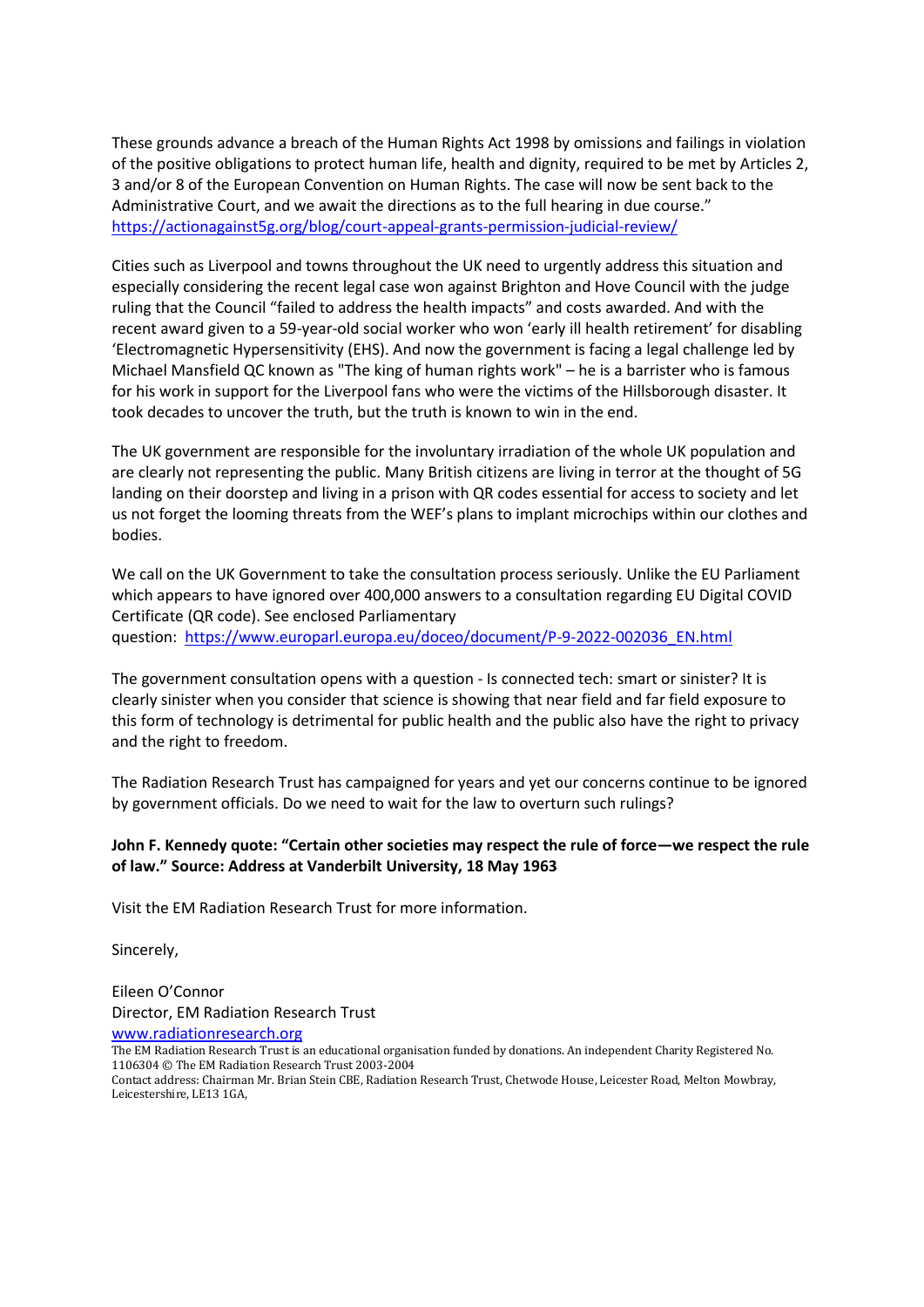These grounds advance a breach of the Human Rights Act 1998 by omissions and failings in violation of the positive obligations to protect human life, health and dignity, required to be met by Articles 2, 3 and/or 8 of the European Convention on Human Rights. The case will now be sent back to the Administrative Court, and we await the directions as to the full hearing in due course."
https://actionagainst5g.org/blog/court-appeal-grants-permission-judicial-review/

Cities such as Liverpool and towns throughout the UK need to urgently address this situation and especially considering the recent legal case won against Brighton and Hove Council with the judge ruling that the Council "failed to address the health impacts" and costs awarded. And with the recent award given to a 59-year-old social worker who won 'early ill health retirement' for disabling 'Electromagnetic Hypersensitivity (EHS). And now the government is facing a legal challenge led by Michael Mansfield QC known as "The king of human rights work" – he is a barrister who is famous for his work in support for the Liverpool fans who were the victims of the Hillsborough disaster. It took decades to uncover the truth, but the truth is known to win in the end.

The UK government are responsible for the involuntary irradiation of the whole UK population and are clearly not representing the public. Many British citizens are living in terror at the thought of 5G landing on their doorstep and living in a prison with QR codes essential for access to society and let us not forget the looming threats from the WEF's plans to implant microchips within our clothes and bodies.

We call on the UK Government to take the consultation process seriously. Unlike the EU Parliament which appears to have ignored over 400,000 answers to a consultation regarding EU Digital COVID Certificate (QR code). See enclosed Parliamentary question: https://www.europarl.europa.eu/doceo/document/P-9-2022-002036_EN.html

The government consultation opens with a question - Is connected tech: smart or sinister? It is clearly sinister when you consider that science is showing that near field and far field exposure to this form of technology is detrimental for public health and the public also have the right to privacy and the right to freedom.

The Radiation Research Trust has campaigned for years and yet our concerns continue to be ignored by government officials. Do we need to wait for the law to overturn such rulings?

**John F. Kennedy quote: "Certain other societies may respect the rule of force—we respect the rule of law." Source: Address at Vanderbilt University, 18 May 1963**

Visit the EM Radiation Research Trust for more information.

Sincerely,

Eileen O'Connor
Director, EM Radiation Research Trust
www.radiationresearch.org

The EM Radiation Research Trust is an educational organisation funded by donations. An independent Charity Registered No. 1106304 © The EM Radiation Research Trust 2003-2004
Contact address: Chairman Mr. Brian Stein CBE, Radiation Research Trust, Chetwode House, Leicester Road, Melton Mowbray, Leicestershire, LE13 1GA,